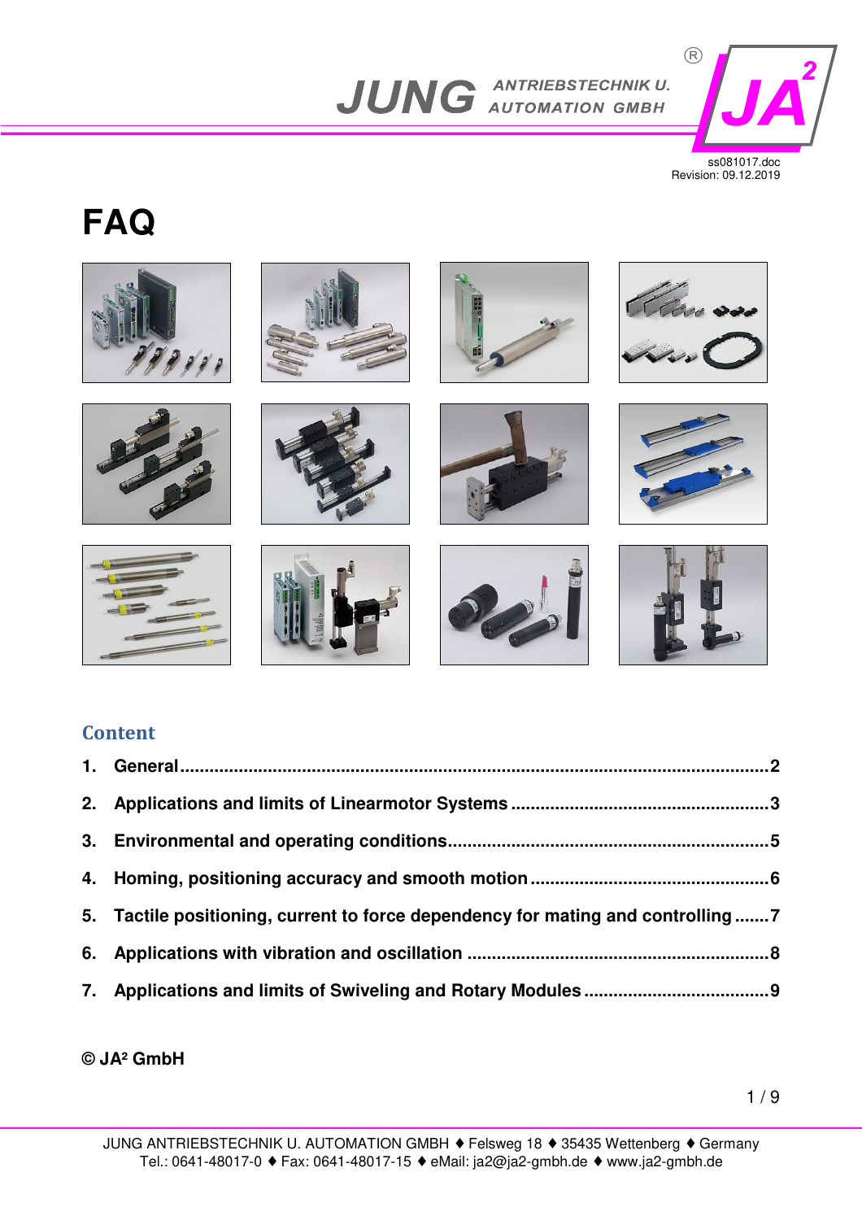# FAQ

## Content

1. General ........ 2
2. Applications and limits of Linearmotor Systems ........ 3
3. Environmental and operating conditions ........ 5
4. Homing, positioning accuracy and smooth motion ........ 6
5. Tactile positioning, current to force dependency for mating and controlling ........ 7
6. Applications with vibration and oscillation ........ 8
7. Applications and limits of Swiveling and Rotary Modules ........ 9

**© JA² GmbH**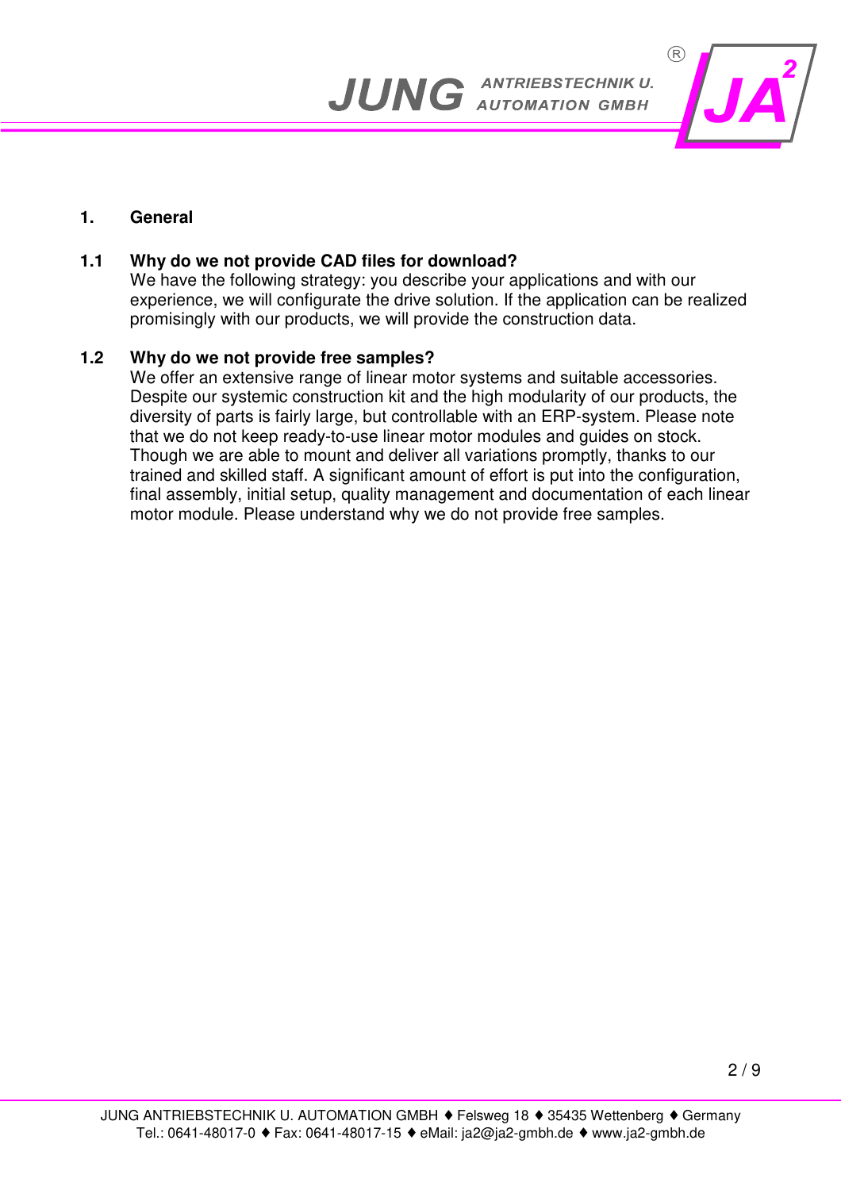# 1. General

## 1.1 Why do we not provide CAD files for download?

We have the following strategy: you describe your applications and with our experience, we will configurate the drive solution. If the application can be realized promisingly with our products, we will provide the construction data.

## 1.2 Why do we not provide free samples?

We offer an extensive range of linear motor systems and suitable accessories. Despite our systemic construction kit and the high modularity of our products, the diversity of parts is fairly large, but controllable with an ERP-system. Please note that we do not keep ready-to-use linear motor modules and guides on stock. Though we are able to mount and deliver all variations promptly, thanks to our trained and skilled staff. A significant amount of effort is put into the configuration, final assembly, initial setup, quality management and documentation of each linear motor module. Please understand why we do not provide free samples.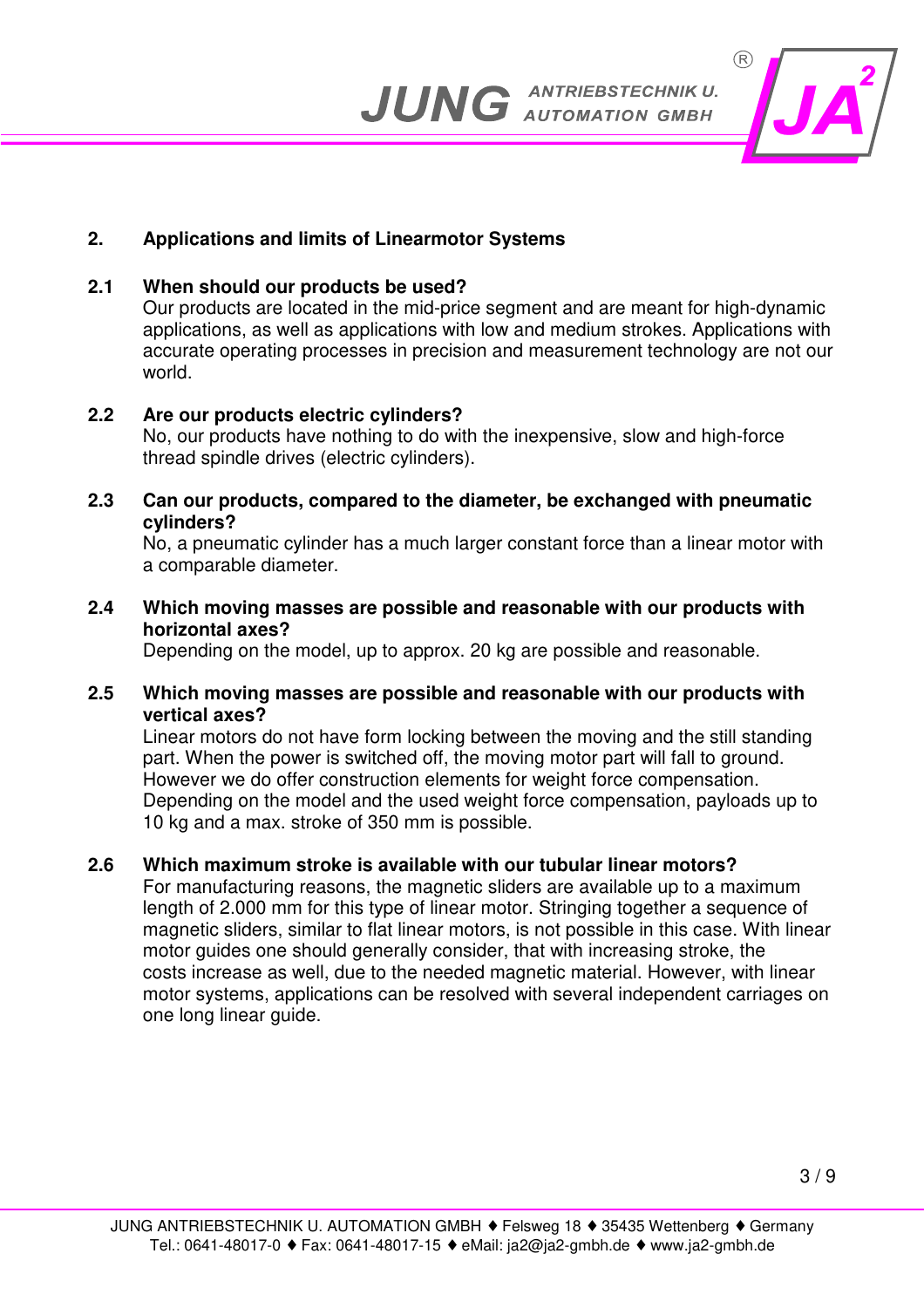## 2. Applications and limits of Linearmotor Systems

### 2.1 When should our products be used?

Our products are located in the mid-price segment and are meant for high-dynamic applications, as well as applications with low and medium strokes. Applications with accurate operating processes in precision and measurement technology are not our world.

### 2.2 Are our products electric cylinders?

No, our products have nothing to do with the inexpensive, slow and high-force thread spindle drives (electric cylinders).

### 2.3 Can our products, compared to the diameter, be exchanged with pneumatic cylinders?

No, a pneumatic cylinder has a much larger constant force than a linear motor with a comparable diameter.

### 2.4 Which moving masses are possible and reasonable with our products with horizontal axes?

Depending on the model, up to approx. 20 kg are possible and reasonable.

### 2.5 Which moving masses are possible and reasonable with our products with vertical axes?

Linear motors do not have form locking between the moving and the still standing part. When the power is switched off, the moving motor part will fall to ground. However we do offer construction elements for weight force compensation. Depending on the model and the used weight force compensation, payloads up to 10 kg and a max. stroke of 350 mm is possible.

### 2.6 Which maximum stroke is available with our tubular linear motors?

For manufacturing reasons, the magnetic sliders are available up to a maximum length of 2.000 mm for this type of linear motor. Stringing together a sequence of magnetic sliders, similar to flat linear motors, is not possible in this case. With linear motor guides one should generally consider, that with increasing stroke, the costs increase as well, due to the needed magnetic material. However, with linear motor systems, applications can be resolved with several independent carriages on one long linear guide.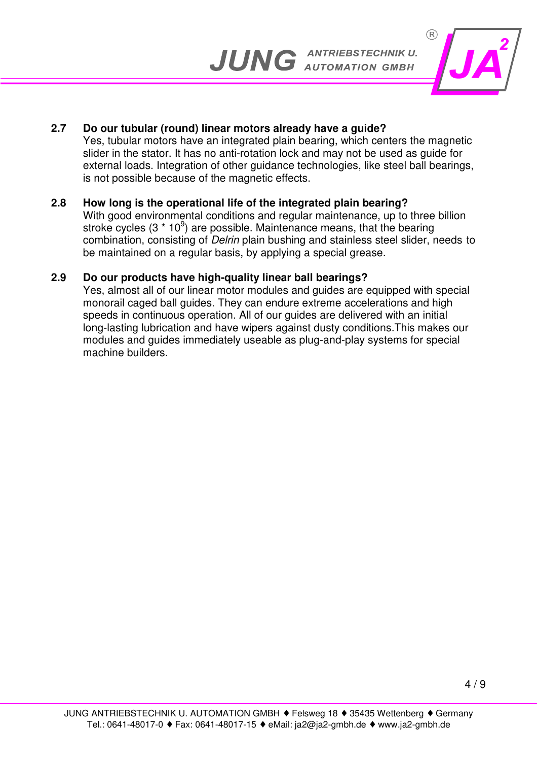### 2.7 Do our tubular (round) linear motors already have a guide?

Yes, tubular motors have an integrated plain bearing, which centers the magnetic slider in the stator. It has no anti-rotation lock and may not be used as guide for external loads. Integration of other guidance technologies, like steel ball bearings, is not possible because of the magnetic effects.

### 2.8 How long is the operational life of the integrated plain bearing?

With good environmental conditions and regular maintenance, up to three billion stroke cycles ($3 * 10^9$) are possible. Maintenance means, that the bearing combination, consisting of *Delrin* plain bushing and stainless steel slider, needs to be maintained on a regular basis, by applying a special grease.

### 2.9 Do our products have high-quality linear ball bearings?

Yes, almost all of our linear motor modules and guides are equipped with special monorail caged ball guides. They can endure extreme accelerations and high speeds in continuous operation. All of our guides are delivered with an initial long-lasting lubrication and have wipers against dusty conditions.This makes our modules and guides immediately useable as plug-and-play systems for special machine builders.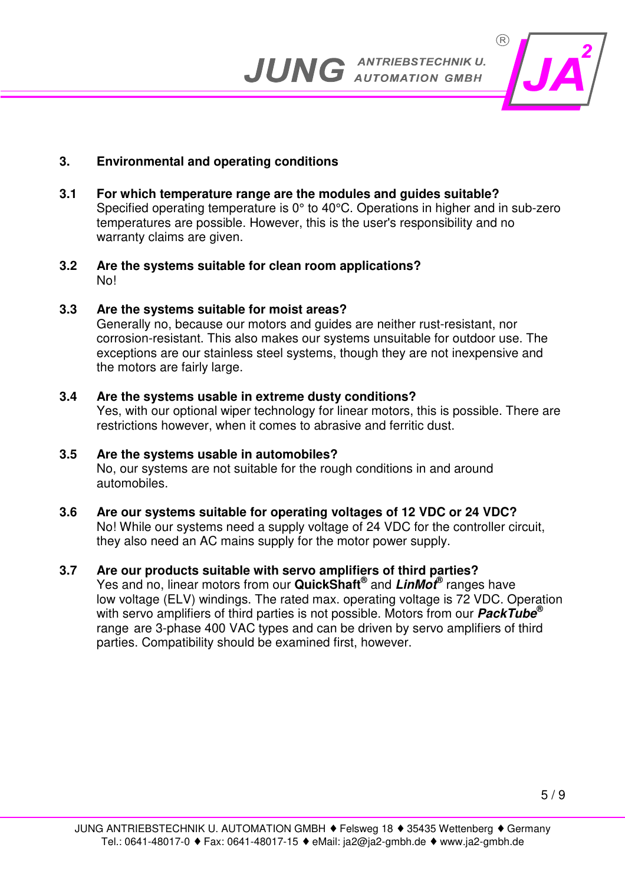## 3. Environmental and operating conditions

### 3.1 For which temperature range are the modules and guides suitable?

Specified operating temperature is 0° to 40°C. Operations in higher and in sub-zero temperatures are possible. However, this is the user's responsibility and no warranty claims are given.

### 3.2 Are the systems suitable for clean room applications?

No!

### 3.3 Are the systems suitable for moist areas?

Generally no, because our motors and guides are neither rust-resistant, nor corrosion-resistant. This also makes our systems unsuitable for outdoor use. The exceptions are our stainless steel systems, though they are not inexpensive and the motors are fairly large.

### 3.4 Are the systems usable in extreme dusty conditions?

Yes, with our optional wiper technology for linear motors, this is possible. There are restrictions however, when it comes to abrasive and ferritic dust.

### 3.5 Are the systems usable in automobiles?

No, our systems are not suitable for the rough conditions in and around automobiles.

### 3.6 Are our systems suitable for operating voltages of 12 VDC or 24 VDC?

No! While our systems need a supply voltage of 24 VDC for the controller circuit, they also need an AC mains supply for the motor power supply.

### 3.7 Are our products suitable with servo amplifiers of third parties?

Yes and no, linear motors from our **QuickShaft®** and ***LinMot®*** ranges have low voltage (ELV) windings. The rated max. operating voltage is 72 VDC. Operation with servo amplifiers of third parties is not possible. Motors from our ***PackTube®*** range are 3-phase 400 VAC types and can be driven by servo amplifiers of third parties. Compatibility should be examined first, however.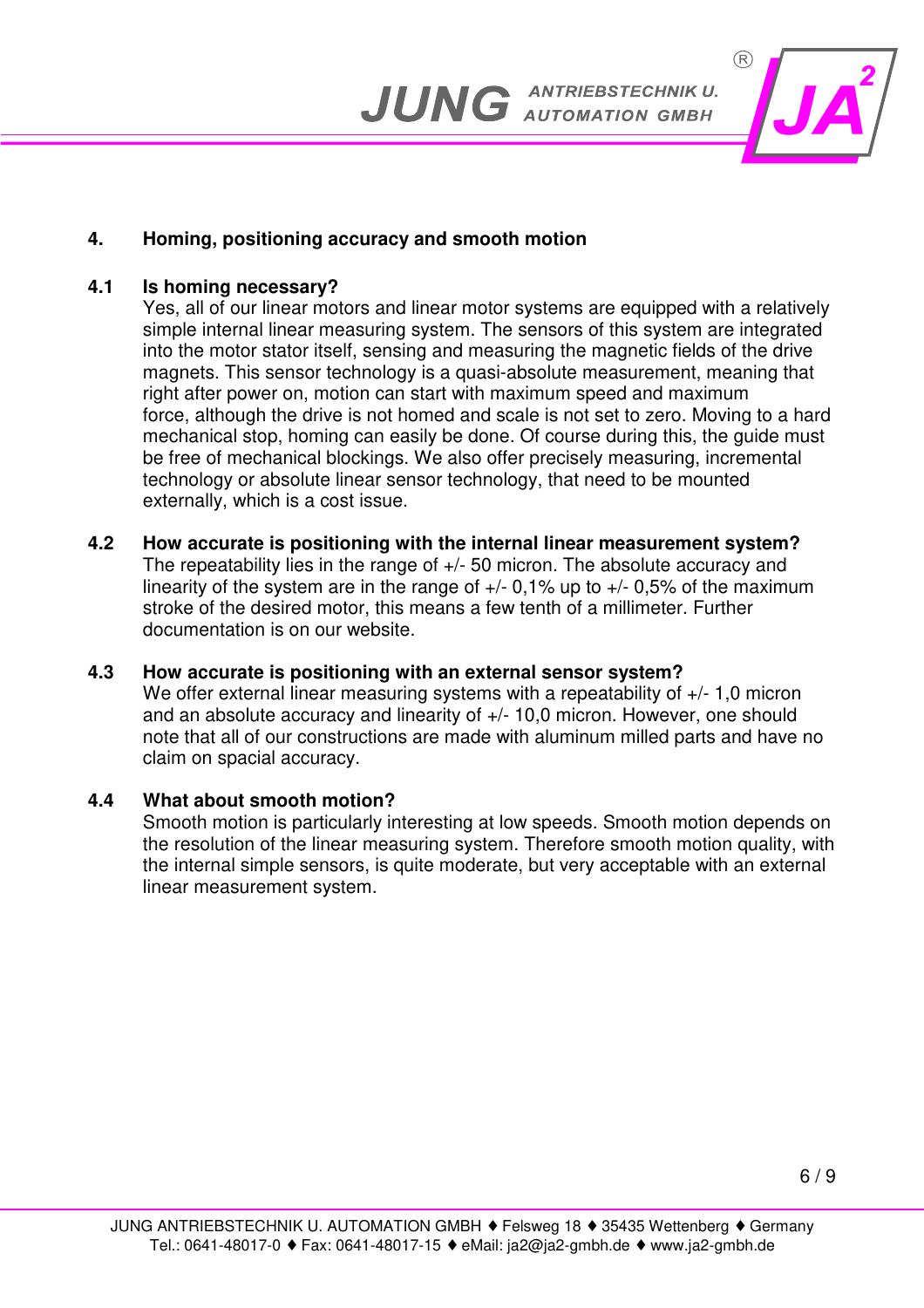## 4. Homing, positioning accuracy and smooth motion

### 4.1 Is homing necessary?

Yes, all of our linear motors and linear motor systems are equipped with a relatively simple internal linear measuring system. The sensors of this system are integrated into the motor stator itself, sensing and measuring the magnetic fields of the drive magnets. This sensor technology is a quasi-absolute measurement, meaning that right after power on, motion can start with maximum speed and maximum force, although the drive is not homed and scale is not set to zero. Moving to a hard mechanical stop, homing can easily be done. Of course during this, the guide must be free of mechanical blockings. We also offer precisely measuring, incremental technology or absolute linear sensor technology, that need to be mounted externally, which is a cost issue.

### 4.2 How accurate is positioning with the internal linear measurement system?

The repeatability lies in the range of +/- 50 micron. The absolute accuracy and linearity of the system are in the range of +/- 0,1% up to +/- 0,5% of the maximum stroke of the desired motor, this means a few tenth of a millimeter. Further documentation is on our website.

### 4.3 How accurate is positioning with an external sensor system?

We offer external linear measuring systems with a repeatability of +/- 1,0 micron and an absolute accuracy and linearity of +/- 10,0 micron. However, one should note that all of our constructions are made with aluminum milled parts and have no claim on spacial accuracy.

### 4.4 What about smooth motion?

Smooth motion is particularly interesting at low speeds. Smooth motion depends on the resolution of the linear measuring system. Therefore smooth motion quality, with the internal simple sensors, is quite moderate, but very acceptable with an external linear measurement system.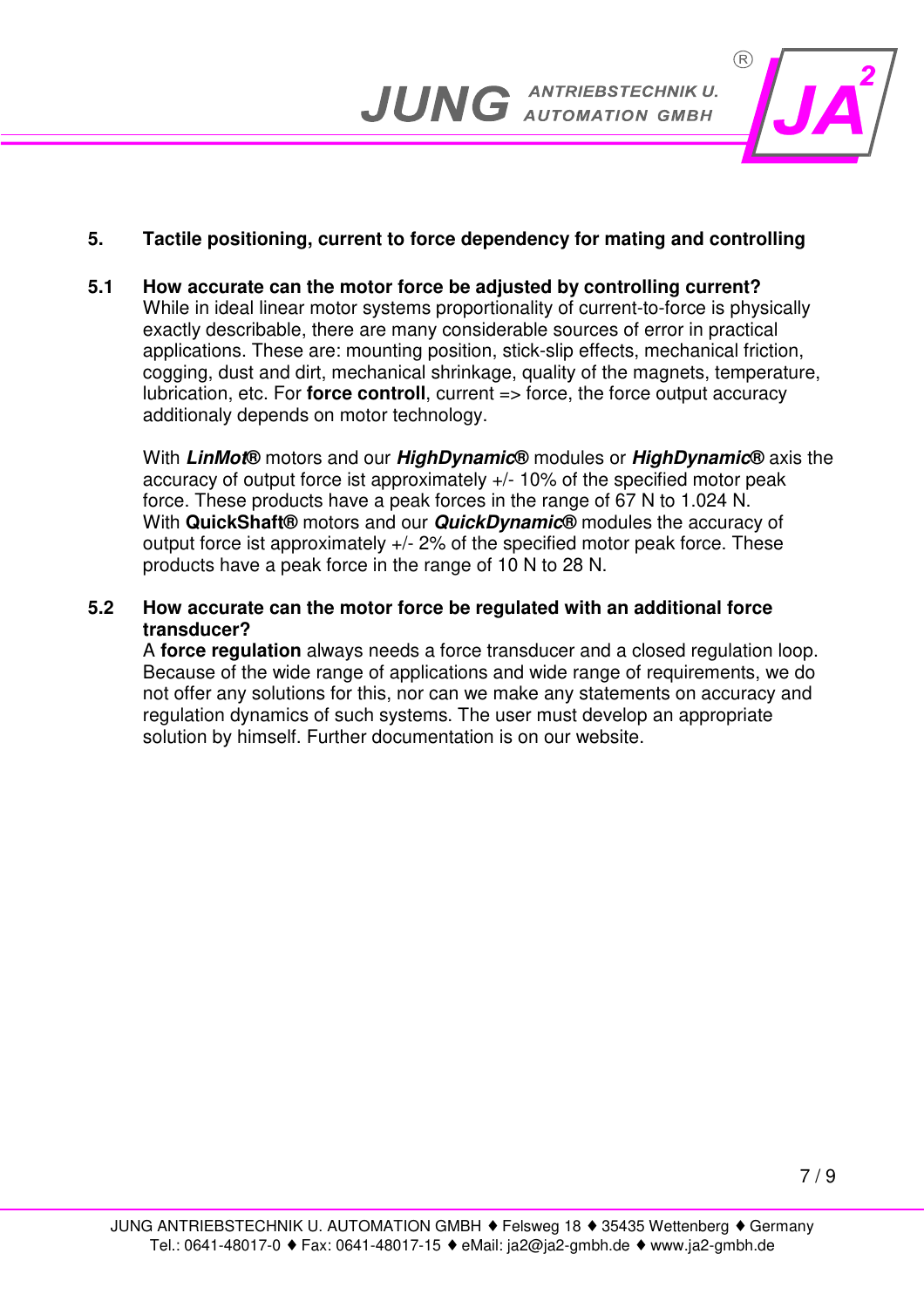## 5. Tactile positioning, current to force dependency for mating and controlling

### 5.1 How accurate can the motor force be adjusted by controlling current?

While in ideal linear motor systems proportionality of current-to-force is physically exactly describable, there are many considerable sources of error in practical applications. These are: mounting position, stick-slip effects, mechanical friction, cogging, dust and dirt, mechanical shrinkage, quality of the magnets, temperature, lubrication, etc. For **force controll**, current => force, the force output accuracy additionaly depends on motor technology.

With ***LinMot®*** motors and our ***HighDynamic®*** modules or ***HighDynamic®*** axis the accuracy of output force ist approximately +/- 10% of the specified motor peak force. These products have a peak forces in the range of 67 N to 1.024 N.
With **QuickShaft®** motors and our ***QuickDynamic®*** modules the accuracy of output force ist approximately +/- 2% of the specified motor peak force. These products have a peak force in the range of 10 N to 28 N.

### 5.2 How accurate can the motor force be regulated with an additional force transducer?

A **force regulation** always needs a force transducer and a closed regulation loop. Because of the wide range of applications and wide range of requirements, we do not offer any solutions for this, nor can we make any statements on accuracy and regulation dynamics of such systems. The user must develop an appropriate solution by himself. Further documentation is on our website.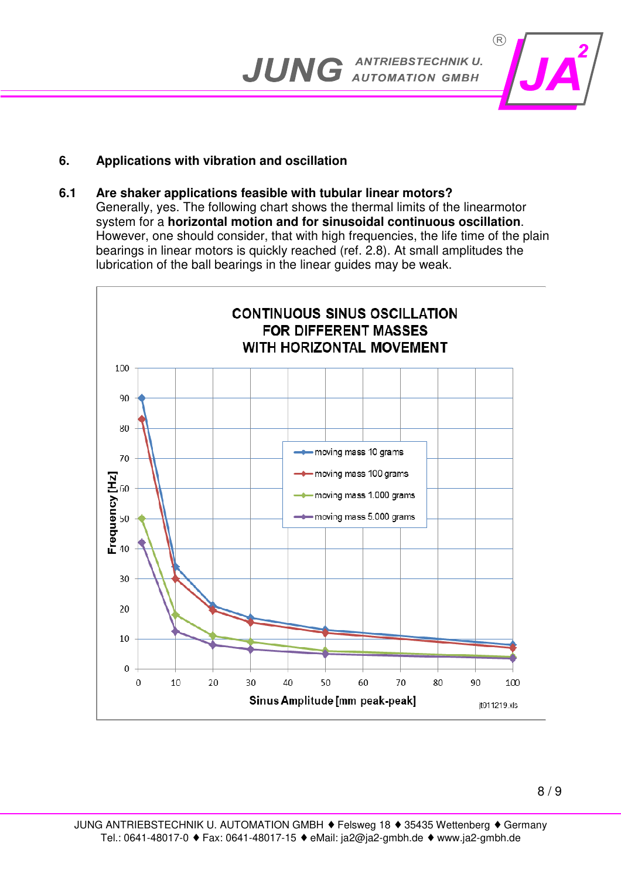## 6. Applications with vibration and oscillation

### 6.1 Are shaker applications feasible with tubular linear motors?

Generally, yes. The following chart shows the thermal limits of the linearmotor system for a **horizontal motion and for sinusoidal continuous oscillation**. However, one should consider, that with high frequencies, the life time of the plain bearings in linear motors is quickly reached (ref. 2.8). At small amplitudes the lubrication of the ball bearings in the linear guides may be weak.

**CONTINUOUS SINUS OSCILLATION FOR DIFFERENT MASSES WITH HORIZONTAL MOVEMENT**

Frequency [Hz] vs. Sinus Amplitude [mm peak-peak]

- moving mass 10 grams
- moving mass 100 grams
- moving mass 1.000 grams
- moving mass 5.000 grams

jt011219.xls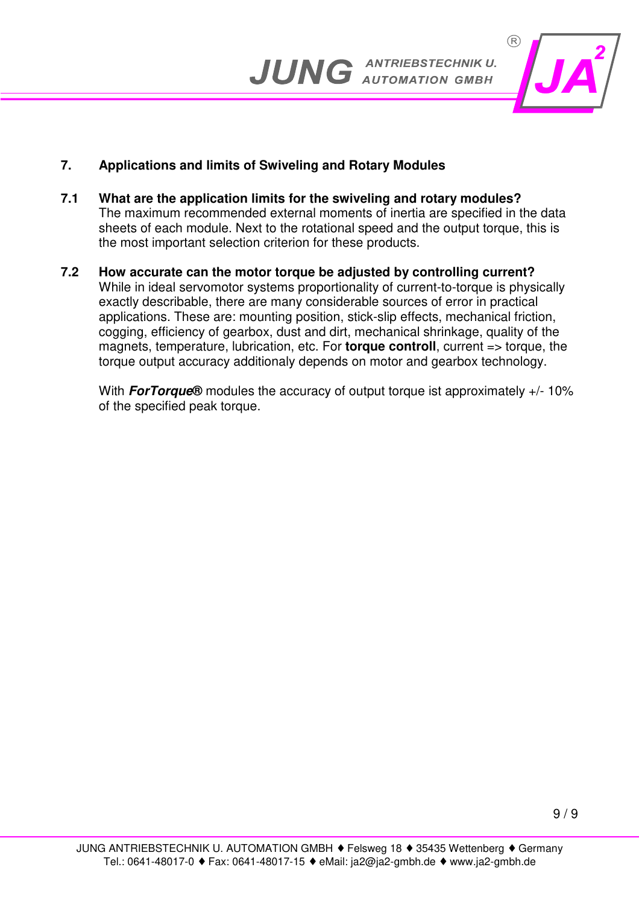## 7. Applications and limits of Swiveling and Rotary Modules

### 7.1 What are the application limits for the swiveling and rotary modules?

The maximum recommended external moments of inertia are specified in the data sheets of each module. Next to the rotational speed and the output torque, this is the most important selection criterion for these products.

### 7.2 How accurate can the motor torque be adjusted by controlling current?

While in ideal servomotor systems proportionality of current-to-torque is physically exactly describable, there are many considerable sources of error in practical applications. These are: mounting position, stick-slip effects, mechanical friction, cogging, efficiency of gearbox, dust and dirt, mechanical shrinkage, quality of the magnets, temperature, lubrication, etc. For **torque controll**, current => torque, the torque output accuracy additionaly depends on motor and gearbox technology.

With ***ForTorque*®** modules the accuracy of output torque ist approximately +/- 10% of the specified peak torque.